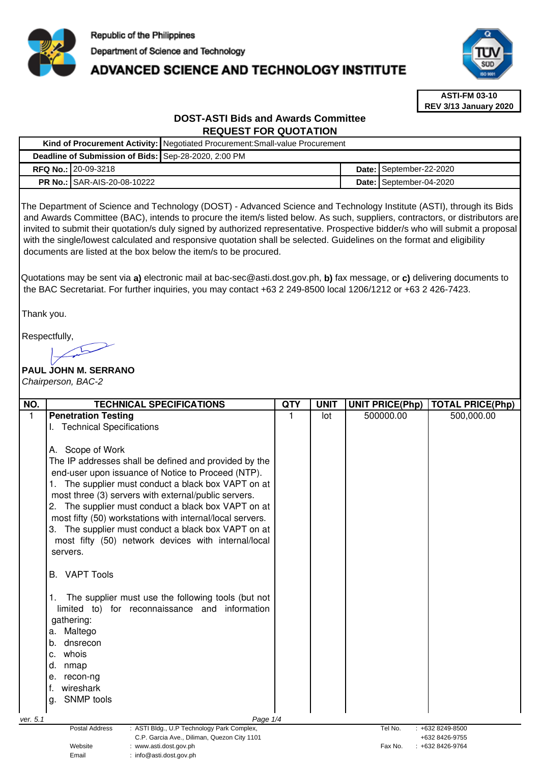Republic of the Philippines

Department of Science and Technology

# ADVANCED SCIENCE AND TECHNOLOGY INSTITUTE

**ASTI-FM 03-10**
**REV 3/13 January 2020**

## DOST-ASTI Bids and Awards Committee
## REQUEST FOR QUOTATION

| | | | |
|---|---|---|---|
| **Kind of Procurement Activity:** | Negotiated Procurement:Small-value Procurement | | |
| **Deadline of Submission of Bids:** | Sep-28-2020, 2:00 PM | | |
| **RFQ No.:** | 20-09-3218 | **Date:** | September-22-2020 |
| **PR No.:** | SAR-AIS-20-08-10222 | **Date:** | September-04-2020 |

The Department of Science and Technology (DOST) - Advanced Science and Technology Institute (ASTI), through its Bids and Awards Committee (BAC), intends to procure the item/s listed below. As such, suppliers, contractors, or distributors are invited to submit their quotation/s duly signed by authorized representative. Prospective bidder/s who will submit a proposal with the single/lowest calculated and responsive quotation shall be selected. Guidelines on the format and eligibility documents are listed at the box below the item/s to be procured.

Quotations may be sent via **a)** electronic mail at bac-sec@asti.dost.gov.ph, **b)** fax message, or **c)** delivering documents to the BAC Secretariat. For further inquiries, you may contact +63 2 249-8500 local 1206/1212 or +63 2 426-7423.

Thank you.

Respectfully,

**PAUL JOHN M. SERRANO**
*Chairperson, BAC-2*

| NO. | TECHNICAL SPECIFICATIONS | QTY | UNIT | UNIT PRICE(Php) | TOTAL PRICE(Php) |
|---|---|---|---|---|---|
| 1 | **Penetration Testing**<br>I. Technical Specifications<br><br>A. Scope of Work<br>The IP addresses shall be defined and provided by the end-user upon issuance of Notice to Proceed (NTP).<br>1. The supplier must conduct a black box VAPT on at most three (3) servers with external/public servers.<br>2. The supplier must conduct a black box VAPT on at most fifty (50) workstations with internal/local servers.<br>3. The supplier must conduct a black box VAPT on at most fifty (50) network devices with internal/local servers.<br><br>B. VAPT Tools<br><br>1. The supplier must use the following tools (but not limited to) for reconnaissance and information gathering:<br>a. Maltego<br>b. dnsrecon<br>c. whois<br>d. nmap<br>e. recon-ng<br>f. wireshark<br>g. SNMP tools | 1 | lot | 500000.00 | 500,000.00 |

ver. 5.1

Postal Address : ASTI Bldg., U.P Technology Park Complex, C.P. Garcia Ave., Diliman, Quezon City 1101
Website : www.asti.dost.gov.ph
Email : info@asti.dost.gov.ph
Tel No. : +632 8249-8500, +632 8426-9755
Fax No. : +632 8426-9764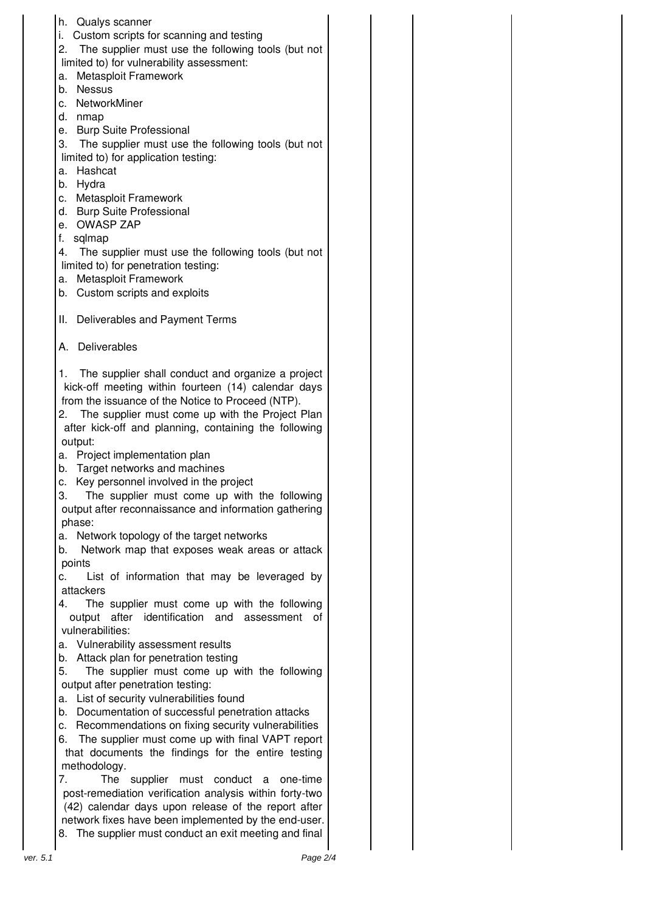h. Qualys scanner
i. Custom scripts for scanning and testing

2. The supplier must use the following tools (but not limited to) for vulnerability assessment:
   a. Metasploit Framework
   b. Nessus
   c. NetworkMiner
   d. nmap
   e. Burp Suite Professional
3. The supplier must use the following tools (but not limited to) for application testing:
   a. Hashcat
   b. Hydra
   c. Metasploit Framework
   d. Burp Suite Professional
   e. OWASP ZAP
   f. sqlmap
4. The supplier must use the following tools (but not limited to) for penetration testing:
   a. Metasploit Framework
   b. Custom scripts and exploits

## II. Deliverables and Payment Terms

### A. Deliverables

1. The supplier shall conduct and organize a project kick-off meeting within fourteen (14) calendar days from the issuance of the Notice to Proceed (NTP).
2. The supplier must come up with the Project Plan after kick-off and planning, containing the following output:
   a. Project implementation plan
   b. Target networks and machines
   c. Key personnel involved in the project
3. The supplier must come up with the following output after reconnaissance and information gathering phase:
   a. Network topology of the target networks
   b. Network map that exposes weak areas or attack points
   c. List of information that may be leveraged by attackers
4. The supplier must come up with the following output after identification and assessment of vulnerabilities:
   a. Vulnerability assessment results
   b. Attack plan for penetration testing
5. The supplier must come up with the following output after penetration testing:
   a. List of security vulnerabilities found
   b. Documentation of successful penetration attacks
   c. Recommendations on fixing security vulnerabilities
6. The supplier must come up with final VAPT report that documents the findings for the entire testing methodology.
7. The supplier must conduct a one-time post-remediation verification analysis within forty-two (42) calendar days upon release of the report after network fixes have been implemented by the end-user.
8. The supplier must conduct an exit meeting and final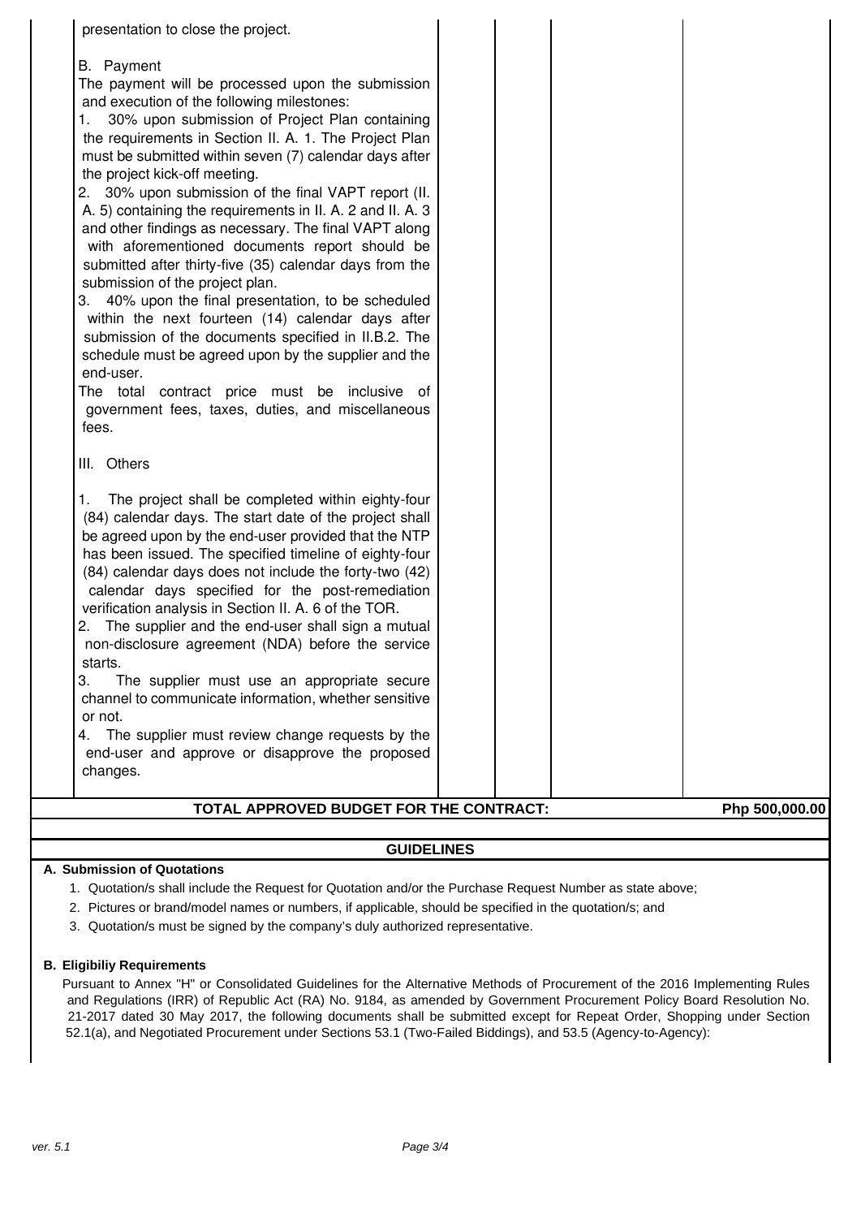presentation to close the project.

B. Payment

The payment will be processed upon the submission and execution of the following milestones:

1. 30% upon submission of Project Plan containing the requirements in Section II. A. 1. The Project Plan must be submitted within seven (7) calendar days after the project kick-off meeting.
2. 30% upon submission of the final VAPT report (II. A. 5) containing the requirements in II. A. 2 and II. A. 3 and other findings as necessary. The final VAPT along with aforementioned documents report should be submitted after thirty-five (35) calendar days from the submission of the project plan.
3. 40% upon the final presentation, to be scheduled within the next fourteen (14) calendar days after submission of the documents specified in II.B.2. The schedule must be agreed upon by the supplier and the end-user.

The total contract price must be inclusive of government fees, taxes, duties, and miscellaneous fees.

III. Others

1. The project shall be completed within eighty-four (84) calendar days. The start date of the project shall be agreed upon by the end-user provided that the NTP has been issued. The specified timeline of eighty-four (84) calendar days does not include the forty-two (42) calendar days specified for the post-remediation verification analysis in Section II. A. 6 of the TOR.
2. The supplier and the end-user shall sign a mutual non-disclosure agreement (NDA) before the service starts.
3. The supplier must use an appropriate secure channel to communicate information, whether sensitive or not.
4. The supplier must review change requests by the end-user and approve or disapprove the proposed changes.

| **TOTAL APPROVED BUDGET FOR THE CONTRACT:** | **Php 500,000.00** |
|---|---|

## GUIDELINES

**A. Submission of Quotations**

1. Quotation/s shall include the Request for Quotation and/or the Purchase Request Number as state above;
2. Pictures or brand/model names or numbers, if applicable, should be specified in the quotation/s; and
3. Quotation/s must be signed by the company's duly authorized representative.

**B. Eligibiliy Requirements**

Pursuant to Annex "H" or Consolidated Guidelines for the Alternative Methods of Procurement of the 2016 Implementing Rules and Regulations (IRR) of Republic Act (RA) No. 9184, as amended by Government Procurement Policy Board Resolution No. 21-2017 dated 30 May 2017, the following documents shall be submitted except for Repeat Order, Shopping under Section 52.1(a), and Negotiated Procurement under Sections 53.1 (Two-Failed Biddings), and 53.5 (Agency-to-Agency):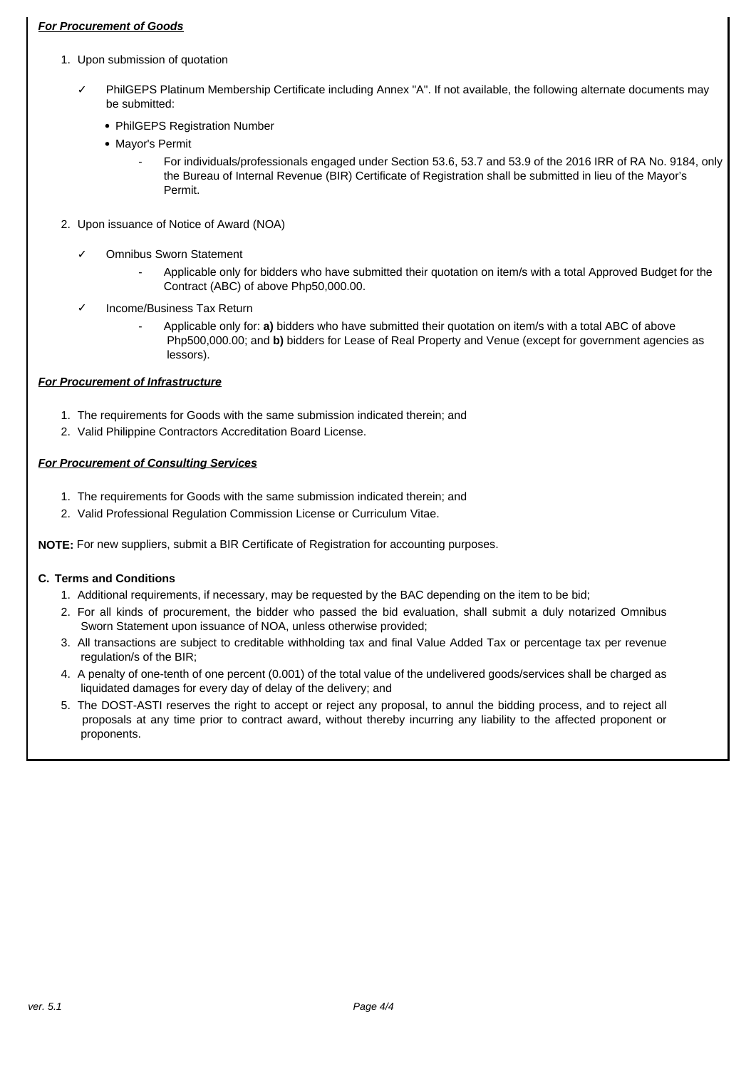***For Procurement of Goods***

1. Upon submission of quotation

    - ✓ PhilGEPS Platinum Membership Certificate including Annex "A". If not available, the following alternate documents may be submitted:
        - PhilGEPS Registration Number
        - Mayor's Permit
            - For individuals/professionals engaged under Section 53.6, 53.7 and 53.9 of the 2016 IRR of RA No. 9184, only the Bureau of Internal Revenue (BIR) Certificate of Registration shall be submitted in lieu of the Mayor's Permit.

2. Upon issuance of Notice of Award (NOA)

    - ✓ Omnibus Sworn Statement
        - Applicable only for bidders who have submitted their quotation on item/s with a total Approved Budget for the Contract (ABC) of above Php50,000.00.
    - ✓ Income/Business Tax Return
        - Applicable only for: **a)** bidders who have submitted their quotation on item/s with a total ABC of above Php500,000.00; and **b)** bidders for Lease of Real Property and Venue (except for government agencies as lessors).

***For Procurement of Infrastructure***

1. The requirements for Goods with the same submission indicated therein; and
2. Valid Philippine Contractors Accreditation Board License.

***For Procurement of Consulting Services***

1. The requirements for Goods with the same submission indicated therein; and
2. Valid Professional Regulation Commission License or Curriculum Vitae.

**NOTE:** For new suppliers, submit a BIR Certificate of Registration for accounting purposes.

**C. Terms and Conditions**

1. Additional requirements, if necessary, may be requested by the BAC depending on the item to be bid;
2. For all kinds of procurement, the bidder who passed the bid evaluation, shall submit a duly notarized Omnibus Sworn Statement upon issuance of NOA, unless otherwise provided;
3. All transactions are subject to creditable withholding tax and final Value Added Tax or percentage tax per revenue regulation/s of the BIR;
4. A penalty of one-tenth of one percent (0.001) of the total value of the undelivered goods/services shall be charged as liquidated damages for every day of delay of the delivery; and
5. The DOST-ASTI reserves the right to accept or reject any proposal, to annul the bidding process, and to reject all proposals at any time prior to contract award, without thereby incurring any liability to the affected proponent or proponents.

*ver. 5.1*